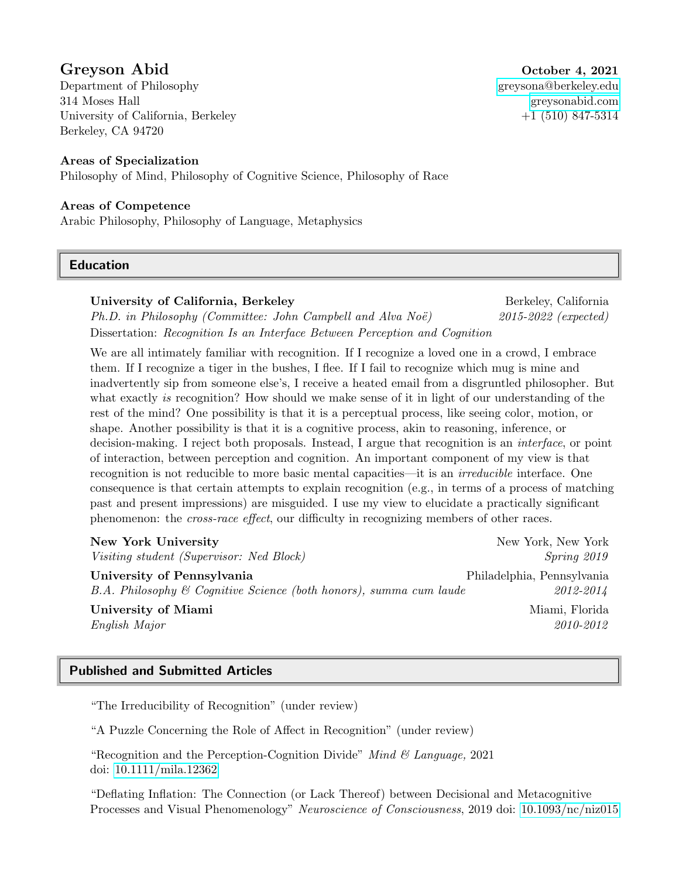# Greyson Abid

**October 4, 2021**

Department of Philosophy
314 Moses Hall
University of California, Berkeley
Berkeley, CA 94720

greysona@berkeley.edu
greysonabid.com
+1 (510) 847-5314

**Areas of Specialization**
Philosophy of Mind, Philosophy of Cognitive Science, Philosophy of Race

**Areas of Competence**
Arabic Philosophy, Philosophy of Language, Metaphysics

## Education

**University of California, Berkeley** — Berkeley, California
*Ph.D. in Philosophy (Committee: John Campbell and Alva Noë)* — *2015-2022 (expected)*
Dissertation: *Recognition Is an Interface Between Perception and Cognition*

We are all intimately familiar with recognition. If I recognize a loved one in a crowd, I embrace them. If I recognize a tiger in the bushes, I flee. If I fail to recognize which mug is mine and inadvertently sip from someone else's, I receive a heated email from a disgruntled philosopher. But what exactly *is* recognition? How should we make sense of it in light of our understanding of the rest of the mind? One possibility is that it is a perceptual process, like seeing color, motion, or shape. Another possibility is that it is a cognitive process, akin to reasoning, inference, or decision-making. I reject both proposals. Instead, I argue that recognition is an *interface*, or point of interaction, between perception and cognition. An important component of my view is that recognition is not reducible to more basic mental capacities—it is an *irreducible* interface. One consequence is that certain attempts to explain recognition (e.g., in terms of a process of matching past and present impressions) are misguided. I use my view to elucidate a practically significant phenomenon: the *cross-race effect*, our difficulty in recognizing members of other races.

**New York University** — New York, New York
*Visiting student (Supervisor: Ned Block)* — *Spring 2019*

**University of Pennsylvania** — Philadelphia, Pennsylvania
*B.A. Philosophy & Cognitive Science (both honors), summa cum laude* — *2012-2014*

**University of Miami** — Miami, Florida
*English Major* — *2010-2012*

## Published and Submitted Articles

"The Irreducibility of Recognition" (under review)

"A Puzzle Concerning the Role of Affect in Recognition" (under review)

"Recognition and the Perception-Cognition Divide" *Mind & Language,* 2021
doi: 10.1111/mila.12362

"Deflating Inflation: The Connection (or Lack Thereof) between Decisional and Metacognitive Processes and Visual Phenomenology" *Neuroscience of Consciousness*, 2019 doi: 10.1093/nc/niz015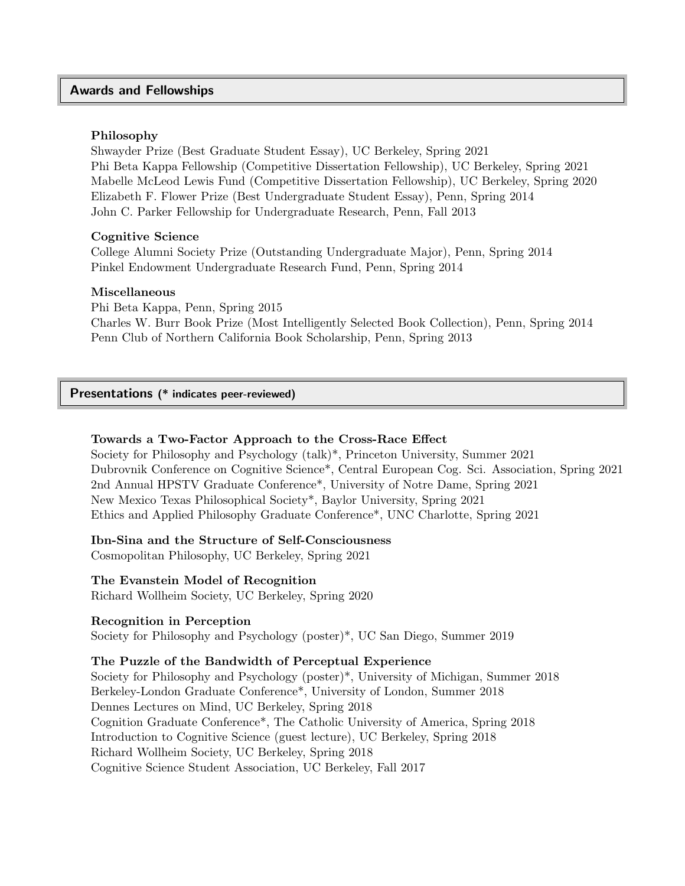## Awards and Fellowships

### Philosophy

Shwayder Prize (Best Graduate Student Essay), UC Berkeley, Spring 2021
Phi Beta Kappa Fellowship (Competitive Dissertation Fellowship), UC Berkeley, Spring 2021
Mabelle McLeod Lewis Fund (Competitive Dissertation Fellowship), UC Berkeley, Spring 2020
Elizabeth F. Flower Prize (Best Undergraduate Student Essay), Penn, Spring 2014
John C. Parker Fellowship for Undergraduate Research, Penn, Fall 2013

### Cognitive Science

College Alumni Society Prize (Outstanding Undergraduate Major), Penn, Spring 2014
Pinkel Endowment Undergraduate Research Fund, Penn, Spring 2014

### Miscellaneous

Phi Beta Kappa, Penn, Spring 2015
Charles W. Burr Book Prize (Most Intelligently Selected Book Collection), Penn, Spring 2014
Penn Club of Northern California Book Scholarship, Penn, Spring 2013

## Presentations (* indicates peer-reviewed)

**Towards a Two-Factor Approach to the Cross-Race Effect**
Society for Philosophy and Psychology (talk)*, Princeton University, Summer 2021
Dubrovnik Conference on Cognitive Science*, Central European Cog. Sci. Association, Spring 2021
2nd Annual HPSTV Graduate Conference*, University of Notre Dame, Spring 2021
New Mexico Texas Philosophical Society*, Baylor University, Spring 2021
Ethics and Applied Philosophy Graduate Conference*, UNC Charlotte, Spring 2021

**Ibn-Sina and the Structure of Self-Consciousness**
Cosmopolitan Philosophy, UC Berkeley, Spring 2021

**The Evanstein Model of Recognition**
Richard Wollheim Society, UC Berkeley, Spring 2020

**Recognition in Perception**
Society for Philosophy and Psychology (poster)*, UC San Diego, Summer 2019

**The Puzzle of the Bandwidth of Perceptual Experience**
Society for Philosophy and Psychology (poster)*, University of Michigan, Summer 2018
Berkeley-London Graduate Conference*, University of London, Summer 2018
Dennes Lectures on Mind, UC Berkeley, Spring 2018
Cognition Graduate Conference*, The Catholic University of America, Spring 2018
Introduction to Cognitive Science (guest lecture), UC Berkeley, Spring 2018
Richard Wollheim Society, UC Berkeley, Spring 2018
Cognitive Science Student Association, UC Berkeley, Fall 2017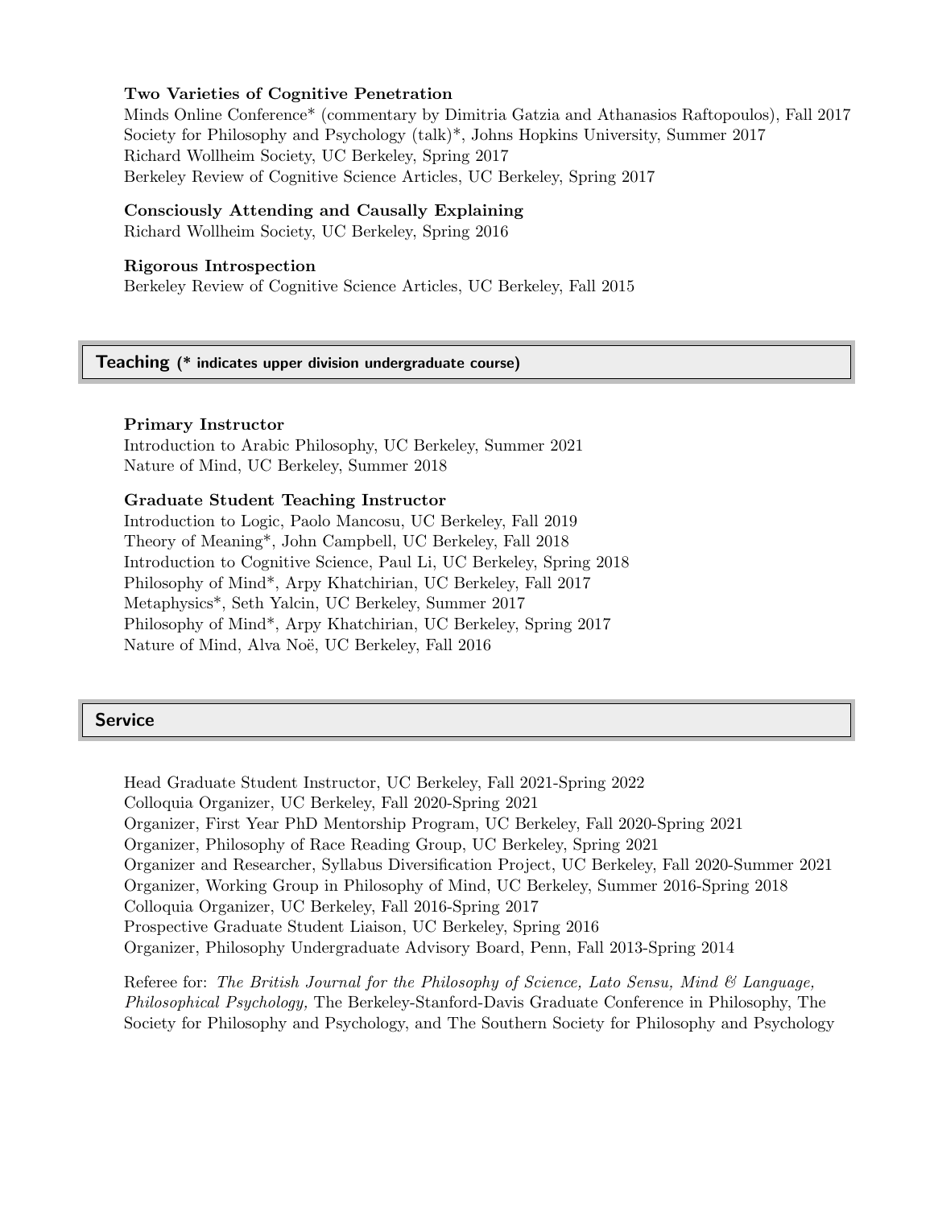**Two Varieties of Cognitive Penetration**
Minds Online Conference* (commentary by Dimitria Gatzia and Athanasios Raftopoulos), Fall 2017
Society for Philosophy and Psychology (talk)*, Johns Hopkins University, Summer 2017
Richard Wollheim Society, UC Berkeley, Spring 2017
Berkeley Review of Cognitive Science Articles, UC Berkeley, Spring 2017

**Consciously Attending and Causally Explaining**
Richard Wollheim Society, UC Berkeley, Spring 2016

**Rigorous Introspection**
Berkeley Review of Cognitive Science Articles, UC Berkeley, Fall 2015

## Teaching (* indicates upper division undergraduate course)

**Primary Instructor**
Introduction to Arabic Philosophy, UC Berkeley, Summer 2021
Nature of Mind, UC Berkeley, Summer 2018

**Graduate Student Teaching Instructor**
Introduction to Logic, Paolo Mancosu, UC Berkeley, Fall 2019
Theory of Meaning*, John Campbell, UC Berkeley, Fall 2018
Introduction to Cognitive Science, Paul Li, UC Berkeley, Spring 2018
Philosophy of Mind*, Arpy Khatchirian, UC Berkeley, Fall 2017
Metaphysics*, Seth Yalcin, UC Berkeley, Summer 2017
Philosophy of Mind*, Arpy Khatchirian, UC Berkeley, Spring 2017
Nature of Mind, Alva Noë, UC Berkeley, Fall 2016

## Service

Head Graduate Student Instructor, UC Berkeley, Fall 2021-Spring 2022
Colloquia Organizer, UC Berkeley, Fall 2020-Spring 2021
Organizer, First Year PhD Mentorship Program, UC Berkeley, Fall 2020-Spring 2021
Organizer, Philosophy of Race Reading Group, UC Berkeley, Spring 2021
Organizer and Researcher, Syllabus Diversification Project, UC Berkeley, Fall 2020-Summer 2021
Organizer, Working Group in Philosophy of Mind, UC Berkeley, Summer 2016-Spring 2018
Colloquia Organizer, UC Berkeley, Fall 2016-Spring 2017
Prospective Graduate Student Liaison, UC Berkeley, Spring 2016
Organizer, Philosophy Undergraduate Advisory Board, Penn, Fall 2013-Spring 2014

Referee for: *The British Journal for the Philosophy of Science, Lato Sensu, Mind & Language, Philosophical Psychology,* The Berkeley-Stanford-Davis Graduate Conference in Philosophy, The Society for Philosophy and Psychology, and The Southern Society for Philosophy and Psychology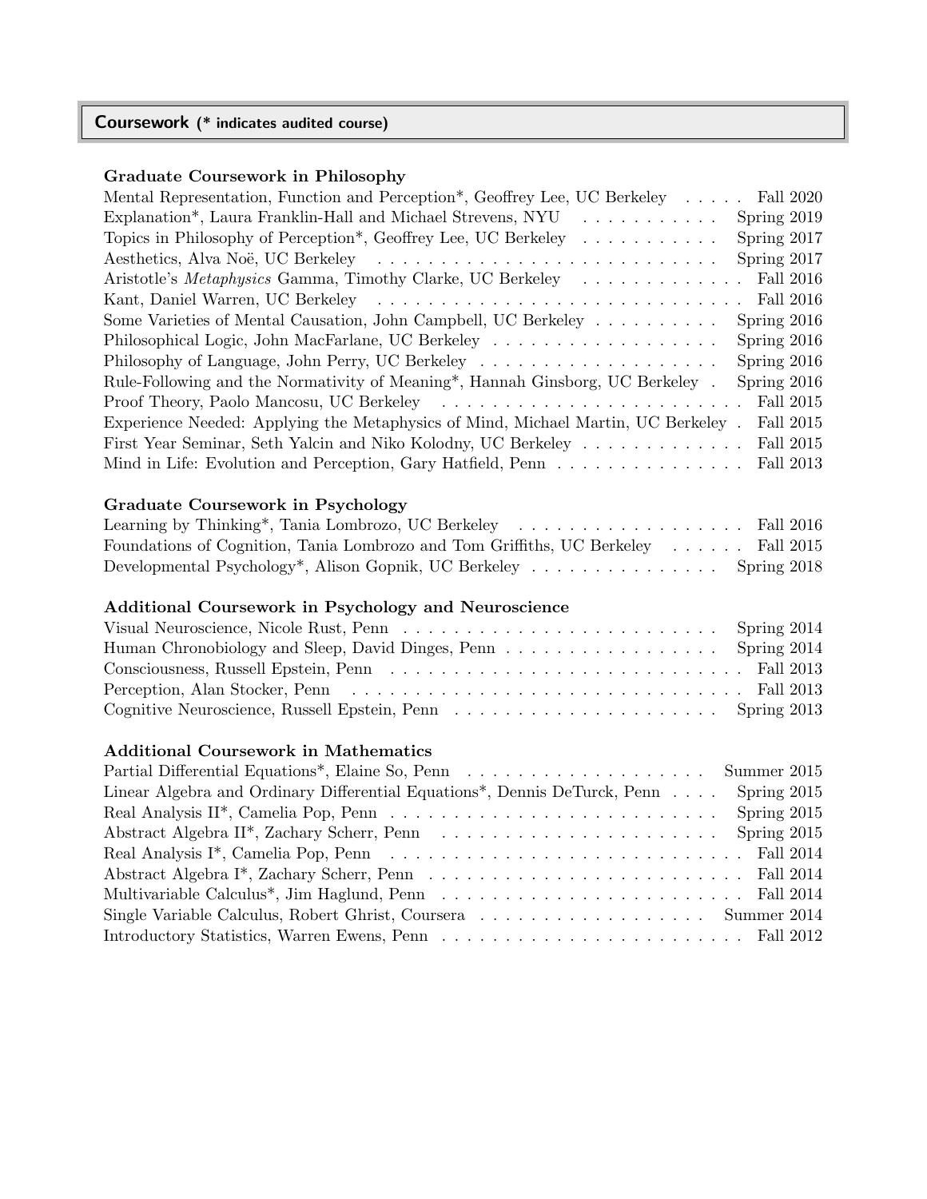## Coursework (* indicates audited course)

### Graduate Coursework in Philosophy

- Mental Representation, Function and Perception*, Geoffrey Lee, UC Berkeley — Fall 2020
- Explanation*, Laura Franklin-Hall and Michael Strevens, NYU — Spring 2019
- Topics in Philosophy of Perception*, Geoffrey Lee, UC Berkeley — Spring 2017
- Aesthetics, Alva Noë, UC Berkeley — Spring 2017
- Aristotle's *Metaphysics* Gamma, Timothy Clarke, UC Berkeley — Fall 2016
- Kant, Daniel Warren, UC Berkeley — Fall 2016
- Some Varieties of Mental Causation, John Campbell, UC Berkeley — Spring 2016
- Philosophical Logic, John MacFarlane, UC Berkeley — Spring 2016
- Philosophy of Language, John Perry, UC Berkeley — Spring 2016
- Rule-Following and the Normativity of Meaning*, Hannah Ginsborg, UC Berkeley — Spring 2016
- Proof Theory, Paolo Mancosu, UC Berkeley — Fall 2015
- Experience Needed: Applying the Metaphysics of Mind, Michael Martin, UC Berkeley — Fall 2015
- First Year Seminar, Seth Yalcin and Niko Kolodny, UC Berkeley — Fall 2015
- Mind in Life: Evolution and Perception, Gary Hatfield, Penn — Fall 2013

### Graduate Coursework in Psychology

- Learning by Thinking*, Tania Lombrozo, UC Berkeley — Fall 2016
- Foundations of Cognition, Tania Lombrozo and Tom Griffiths, UC Berkeley — Fall 2015
- Developmental Psychology*, Alison Gopnik, UC Berkeley — Spring 2018

### Additional Coursework in Psychology and Neuroscience

- Visual Neuroscience, Nicole Rust, Penn — Spring 2014
- Human Chronobiology and Sleep, David Dinges, Penn — Spring 2014
- Consciousness, Russell Epstein, Penn — Fall 2013
- Perception, Alan Stocker, Penn — Fall 2013
- Cognitive Neuroscience, Russell Epstein, Penn — Spring 2013

### Additional Coursework in Mathematics

- Partial Differential Equations*, Elaine So, Penn — Summer 2015
- Linear Algebra and Ordinary Differential Equations*, Dennis DeTurck, Penn — Spring 2015
- Real Analysis II*, Camelia Pop, Penn — Spring 2015
- Abstract Algebra II*, Zachary Scherr, Penn — Spring 2015
- Real Analysis I*, Camelia Pop, Penn — Fall 2014
- Abstract Algebra I*, Zachary Scherr, Penn — Fall 2014
- Multivariable Calculus*, Jim Haglund, Penn — Fall 2014
- Single Variable Calculus, Robert Ghrist, Coursera — Summer 2014
- Introductory Statistics, Warren Ewens, Penn — Fall 2012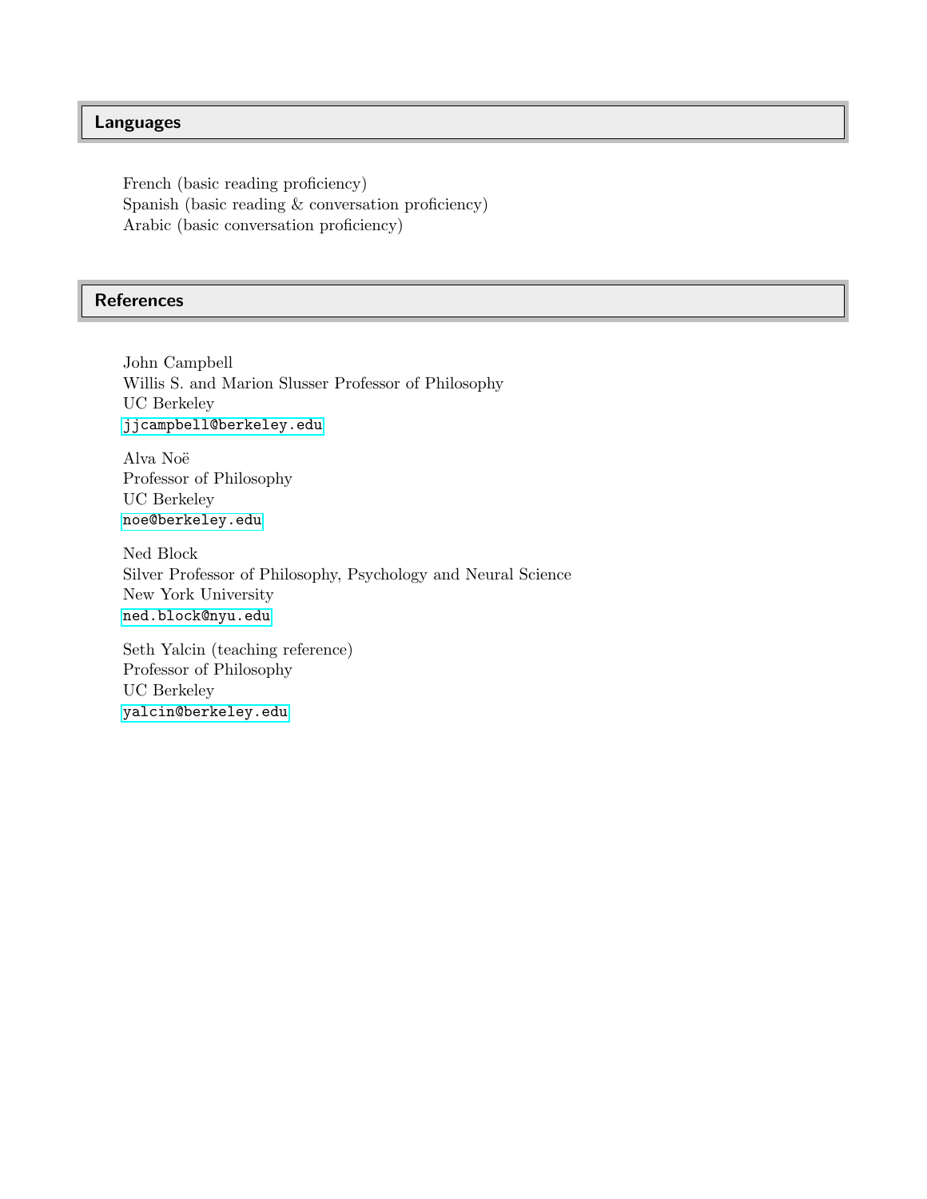## Languages

French (basic reading proficiency)
Spanish (basic reading & conversation proficiency)
Arabic (basic conversation proficiency)

## References

John Campbell
Willis S. and Marion Slusser Professor of Philosophy
UC Berkeley
jjcampbell@berkeley.edu

Alva Noë
Professor of Philosophy
UC Berkeley
noe@berkeley.edu

Ned Block
Silver Professor of Philosophy, Psychology and Neural Science
New York University
ned.block@nyu.edu

Seth Yalcin (teaching reference)
Professor of Philosophy
UC Berkeley
yalcin@berkeley.edu